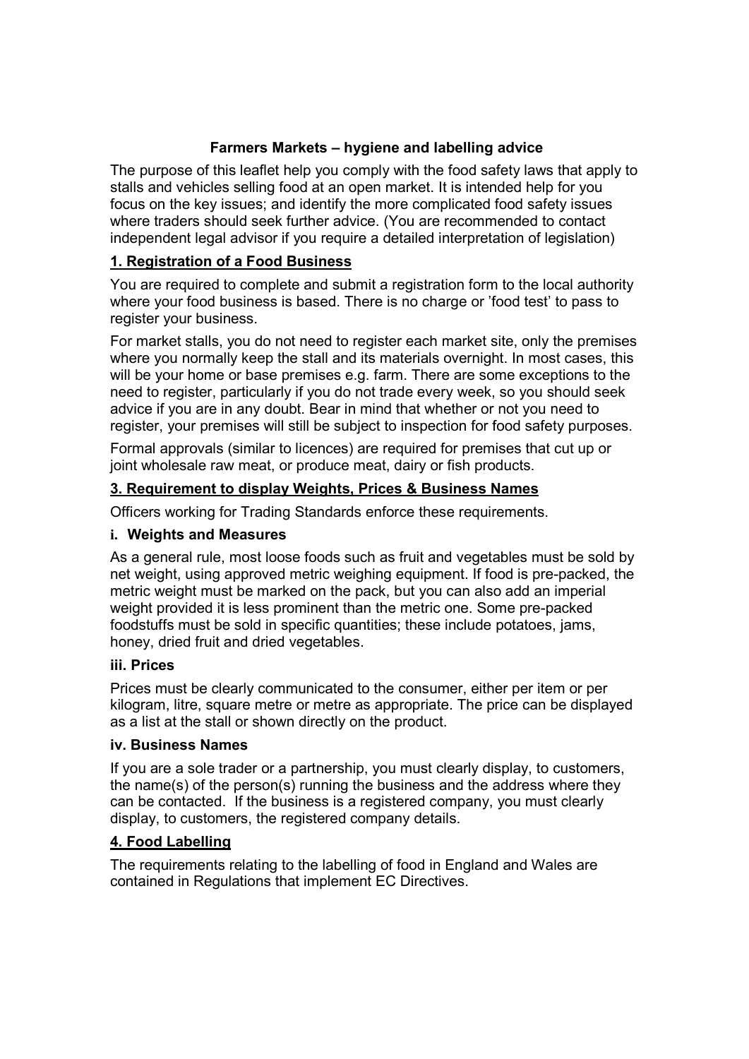## Farmers Markets – hygiene and labelling advice

The purpose of this leaflet help you comply with the food safety laws that apply to stalls and vehicles selling food at an open market. It is intended help for you focus on the key issues; and identify the more complicated food safety issues where traders should seek further advice. (You are recommended to contact independent legal advisor if you require a detailed interpretation of legislation)

### 1. Registration of a Food Business

You are required to complete and submit a registration form to the local authority where your food business is based. There is no charge or 'food test' to pass to register your business.

For market stalls, you do not need to register each market site, only the premises where you normally keep the stall and its materials overnight. In most cases, this will be your home or base premises e.g. farm. There are some exceptions to the need to register, particularly if you do not trade every week, so you should seek advice if you are in any doubt. Bear in mind that whether or not you need to register, your premises will still be subject to inspection for food safety purposes.

Formal approvals (similar to licences) are required for premises that cut up or joint wholesale raw meat, or produce meat, dairy or fish products.

### 3. Requirement to display Weights, Prices & Business Names

Officers working for Trading Standards enforce these requirements.

#### i. Weights and Measures

As a general rule, most loose foods such as fruit and vegetables must be sold by net weight, using approved metric weighing equipment. If food is pre-packed, the metric weight must be marked on the pack, but you can also add an imperial weight provided it is less prominent than the metric one. Some pre-packed foodstuffs must be sold in specific quantities; these include potatoes, jams, honey, dried fruit and dried vegetables.

#### iii. Prices

Prices must be clearly communicated to the consumer, either per item or per kilogram, litre, square metre or metre as appropriate. The price can be displayed as a list at the stall or shown directly on the product.

#### iv. Business Names

If you are a sole trader or a partnership, you must clearly display, to customers, the name(s) of the person(s) running the business and the address where they can be contacted. If the business is a registered company, you must clearly display, to customers, the registered company details.

### 4. Food Labelling

The requirements relating to the labelling of food in England and Wales are contained in Regulations that implement EC Directives.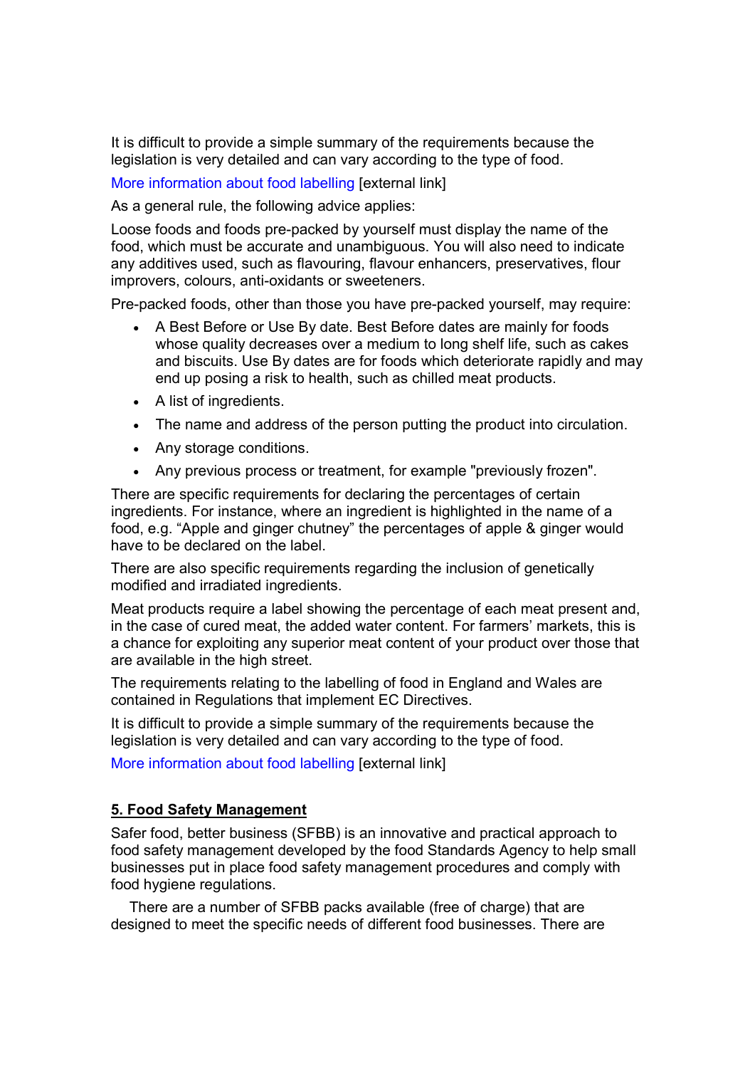It is difficult to provide a simple summary of the requirements because the legislation is very detailed and can vary according to the type of food.

More information about food labelling [external link]

As a general rule, the following advice applies:

Loose foods and foods pre-packed by yourself must display the name of the food, which must be accurate and unambiguous. You will also need to indicate any additives used, such as flavouring, flavour enhancers, preservatives, flour improvers, colours, anti-oxidants or sweeteners.

Pre-packed foods, other than those you have pre-packed yourself, may require:

- A Best Before or Use By date. Best Before dates are mainly for foods whose quality decreases over a medium to long shelf life, such as cakes and biscuits. Use By dates are for foods which deteriorate rapidly and may end up posing a risk to health, such as chilled meat products.
- A list of ingredients.
- The name and address of the person putting the product into circulation.
- Any storage conditions.
- Any previous process or treatment, for example "previously frozen".

There are specific requirements for declaring the percentages of certain ingredients. For instance, where an ingredient is highlighted in the name of a food, e.g. “Apple and ginger chutney” the percentages of apple & ginger would have to be declared on the label.

There are also specific requirements regarding the inclusion of genetically modified and irradiated ingredients.

Meat products require a label showing the percentage of each meat present and, in the case of cured meat, the added water content. For farmers’ markets, this is a chance for exploiting any superior meat content of your product over those that are available in the high street.

The requirements relating to the labelling of food in England and Wales are contained in Regulations that implement EC Directives.

It is difficult to provide a simple summary of the requirements because the legislation is very detailed and can vary according to the type of food.

More information about food labelling [external link]

## 5. Food Safety Management

Safer food, better business (SFBB) is an innovative and practical approach to food safety management developed by the food Standards Agency to help small businesses put in place food safety management procedures and comply with food hygiene regulations.

There are a number of SFBB packs available (free of charge) that are designed to meet the specific needs of different food businesses. There are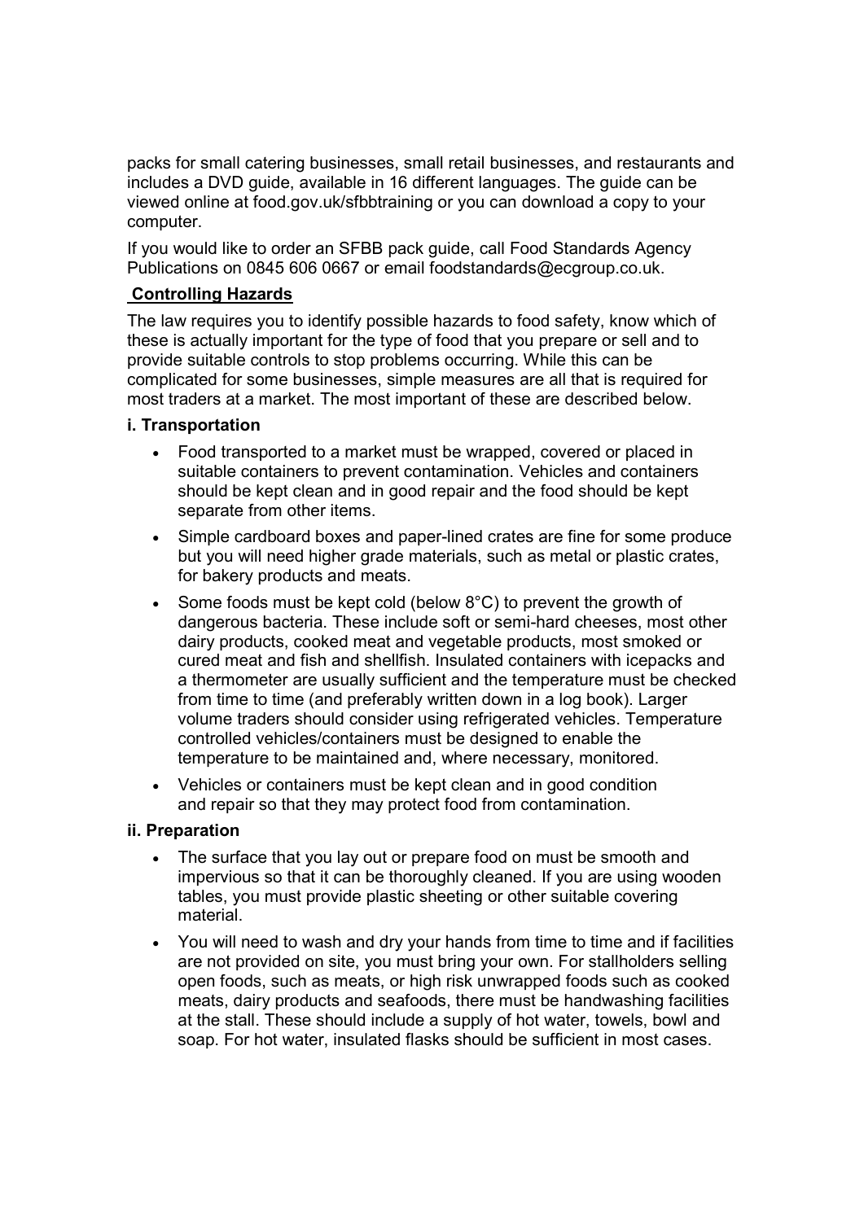packs for small catering businesses, small retail businesses, and restaurants and includes a DVD guide, available in 16 different languages. The guide can be viewed online at food.gov.uk/sfbbtraining or you can download a copy to your computer.

If you would like to order an SFBB pack guide, call Food Standards Agency Publications on 0845 606 0667 or email foodstandards@ecgroup.co.uk.

## Controlling Hazards

The law requires you to identify possible hazards to food safety, know which of these is actually important for the type of food that you prepare or sell and to provide suitable controls to stop problems occurring. While this can be complicated for some businesses, simple measures are all that is required for most traders at a market. The most important of these are described below.

### i. Transportation

- Food transported to a market must be wrapped, covered or placed in suitable containers to prevent contamination. Vehicles and containers should be kept clean and in good repair and the food should be kept separate from other items.
- Simple cardboard boxes and paper-lined crates are fine for some produce but you will need higher grade materials, such as metal or plastic crates, for bakery products and meats.
- Some foods must be kept cold (below 8°C) to prevent the growth of dangerous bacteria. These include soft or semi-hard cheeses, most other dairy products, cooked meat and vegetable products, most smoked or cured meat and fish and shellfish. Insulated containers with icepacks and a thermometer are usually sufficient and the temperature must be checked from time to time (and preferably written down in a log book). Larger volume traders should consider using refrigerated vehicles. Temperature controlled vehicles/containers must be designed to enable the temperature to be maintained and, where necessary, monitored.
- Vehicles or containers must be kept clean and in good condition and repair so that they may protect food from contamination.

### ii. Preparation

- The surface that you lay out or prepare food on must be smooth and impervious so that it can be thoroughly cleaned. If you are using wooden tables, you must provide plastic sheeting or other suitable covering material.
- You will need to wash and dry your hands from time to time and if facilities are not provided on site, you must bring your own. For stallholders selling open foods, such as meats, or high risk unwrapped foods such as cooked meats, dairy products and seafoods, there must be handwashing facilities at the stall. These should include a supply of hot water, towels, bowl and soap. For hot water, insulated flasks should be sufficient in most cases.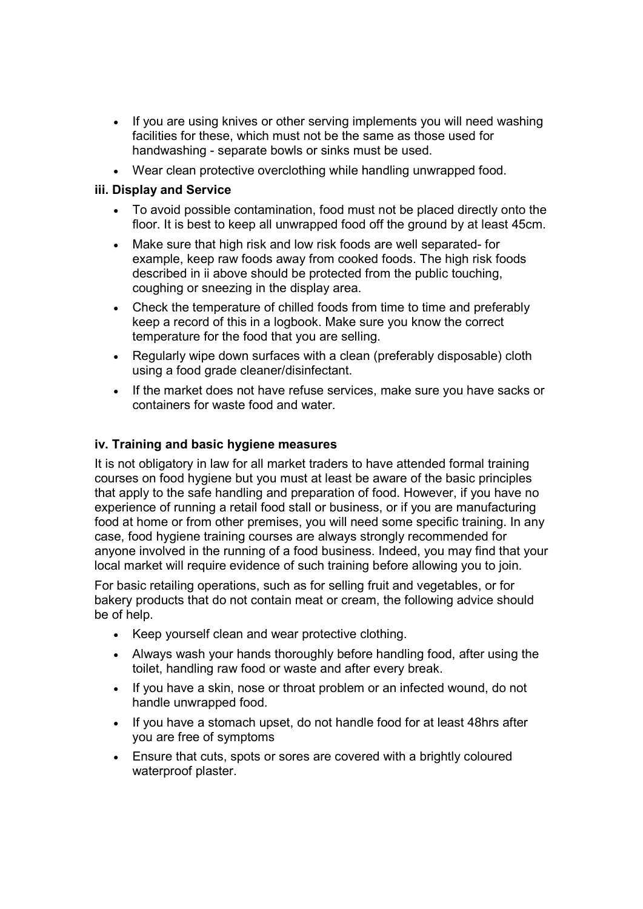- If you are using knives or other serving implements you will need washing facilities for these, which must not be the same as those used for handwashing - separate bowls or sinks must be used.
- Wear clean protective overclothing while handling unwrapped food.

**iii. Display and Service**

- To avoid possible contamination, food must not be placed directly onto the floor. It is best to keep all unwrapped food off the ground by at least 45cm.
- Make sure that high risk and low risk foods are well separated- for example, keep raw foods away from cooked foods. The high risk foods described in ii above should be protected from the public touching, coughing or sneezing in the display area.
- Check the temperature of chilled foods from time to time and preferably keep a record of this in a logbook. Make sure you know the correct temperature for the food that you are selling.
- Regularly wipe down surfaces with a clean (preferably disposable) cloth using a food grade cleaner/disinfectant.
- If the market does not have refuse services, make sure you have sacks or containers for waste food and water.

**iv. Training and basic hygiene measures**

It is not obligatory in law for all market traders to have attended formal training courses on food hygiene but you must at least be aware of the basic principles that apply to the safe handling and preparation of food. However, if you have no experience of running a retail food stall or business, or if you are manufacturing food at home or from other premises, you will need some specific training. In any case, food hygiene training courses are always strongly recommended for anyone involved in the running of a food business. Indeed, you may find that your local market will require evidence of such training before allowing you to join.

For basic retailing operations, such as for selling fruit and vegetables, or for bakery products that do not contain meat or cream, the following advice should be of help.

- Keep yourself clean and wear protective clothing.
- Always wash your hands thoroughly before handling food, after using the toilet, handling raw food or waste and after every break.
- If you have a skin, nose or throat problem or an infected wound, do not handle unwrapped food.
- If you have a stomach upset, do not handle food for at least 48hrs after you are free of symptoms
- Ensure that cuts, spots or sores are covered with a brightly coloured waterproof plaster.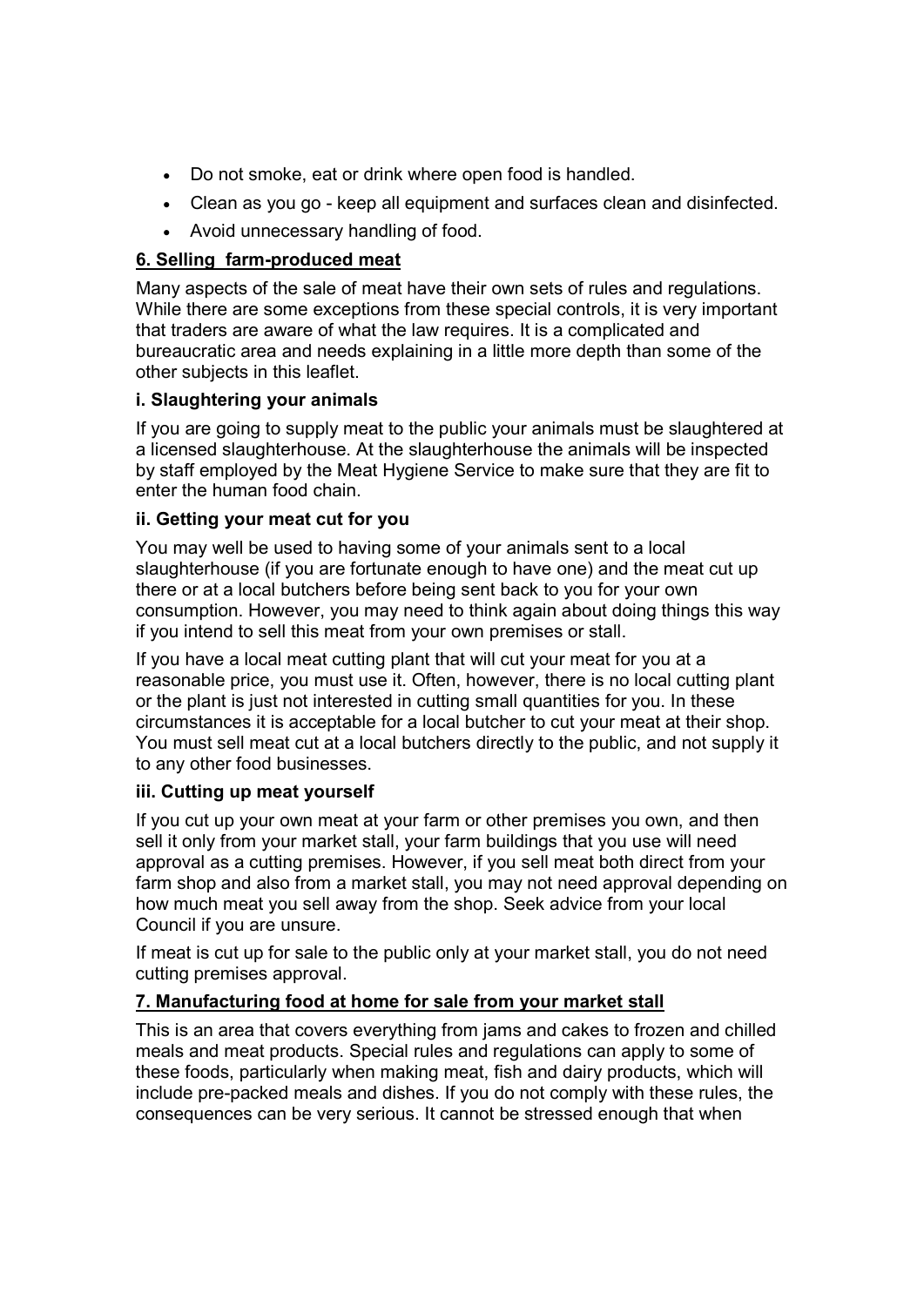- Do not smoke, eat or drink where open food is handled.
- Clean as you go - keep all equipment and surfaces clean and disinfected.
- Avoid unnecessary handling of food.

## 6. Selling farm-produced meat

Many aspects of the sale of meat have their own sets of rules and regulations. While there are some exceptions from these special controls, it is very important that traders are aware of what the law requires. It is a complicated and bureaucratic area and needs explaining in a little more depth than some of the other subjects in this leaflet.

### i. Slaughtering your animals

If you are going to supply meat to the public your animals must be slaughtered at a licensed slaughterhouse. At the slaughterhouse the animals will be inspected by staff employed by the Meat Hygiene Service to make sure that they are fit to enter the human food chain.

### ii. Getting your meat cut for you

You may well be used to having some of your animals sent to a local slaughterhouse (if you are fortunate enough to have one) and the meat cut up there or at a local butchers before being sent back to you for your own consumption. However, you may need to think again about doing things this way if you intend to sell this meat from your own premises or stall.

If you have a local meat cutting plant that will cut your meat for you at a reasonable price, you must use it. Often, however, there is no local cutting plant or the plant is just not interested in cutting small quantities for you. In these circumstances it is acceptable for a local butcher to cut your meat at their shop. You must sell meat cut at a local butchers directly to the public, and not supply it to any other food businesses.

### iii. Cutting up meat yourself

If you cut up your own meat at your farm or other premises you own, and then sell it only from your market stall, your farm buildings that you use will need approval as a cutting premises. However, if you sell meat both direct from your farm shop and also from a market stall, you may not need approval depending on how much meat you sell away from the shop. Seek advice from your local Council if you are unsure.

If meat is cut up for sale to the public only at your market stall, you do not need cutting premises approval.

## 7. Manufacturing food at home for sale from your market stall

This is an area that covers everything from jams and cakes to frozen and chilled meals and meat products. Special rules and regulations can apply to some of these foods, particularly when making meat, fish and dairy products, which will include pre-packed meals and dishes. If you do not comply with these rules, the consequences can be very serious. It cannot be stressed enough that when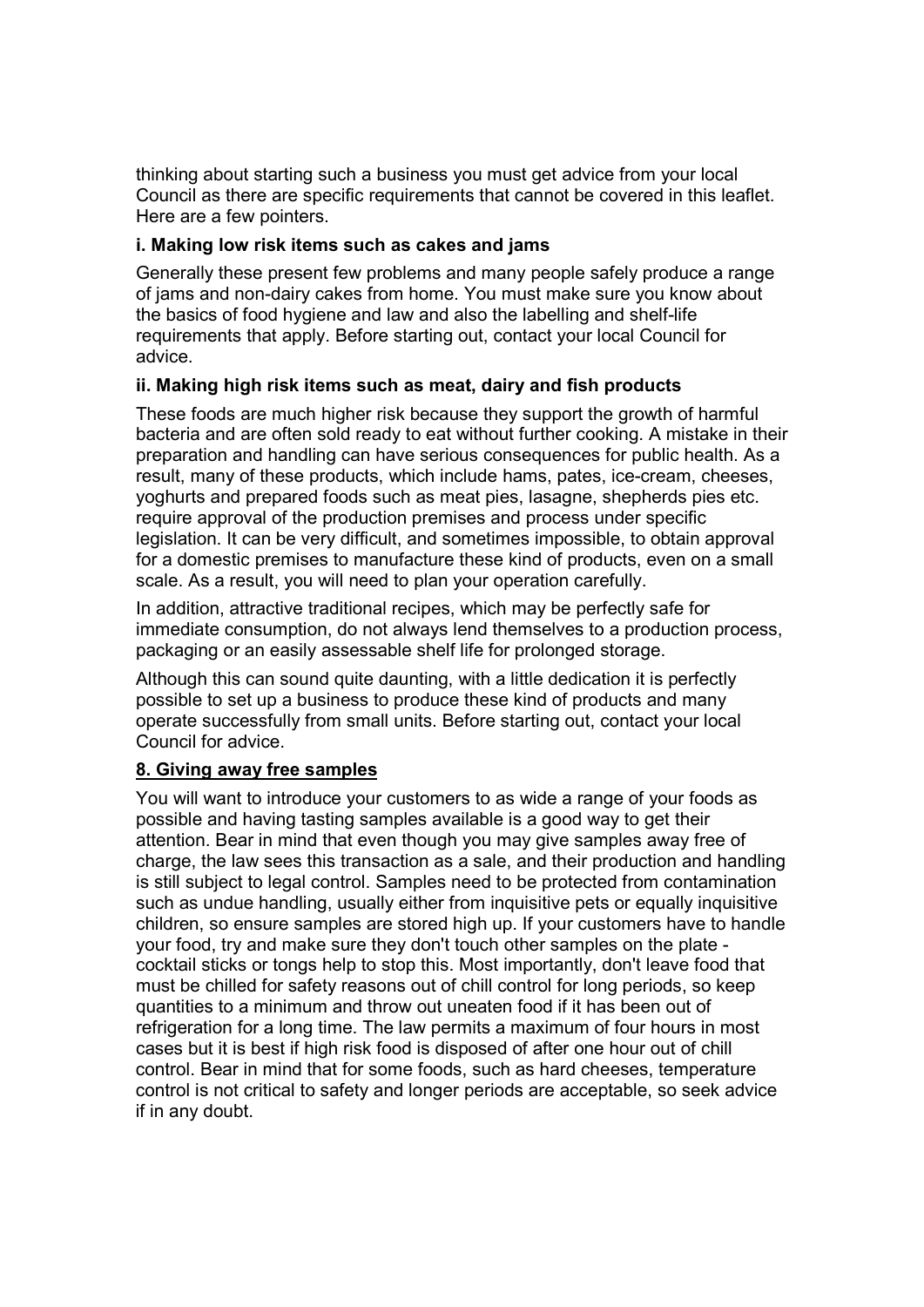thinking about starting such a business you must get advice from your local Council as there are specific requirements that cannot be covered in this leaflet. Here are a few pointers.

### i. Making low risk items such as cakes and jams

Generally these present few problems and many people safely produce a range of jams and non-dairy cakes from home. You must make sure you know about the basics of food hygiene and law and also the labelling and shelf-life requirements that apply. Before starting out, contact your local Council for advice.

### ii. Making high risk items such as meat, dairy and fish products

These foods are much higher risk because they support the growth of harmful bacteria and are often sold ready to eat without further cooking. A mistake in their preparation and handling can have serious consequences for public health. As a result, many of these products, which include hams, pates, ice-cream, cheeses, yoghurts and prepared foods such as meat pies, lasagne, shepherds pies etc. require approval of the production premises and process under specific legislation. It can be very difficult, and sometimes impossible, to obtain approval for a domestic premises to manufacture these kind of products, even on a small scale. As a result, you will need to plan your operation carefully.

In addition, attractive traditional recipes, which may be perfectly safe for immediate consumption, do not always lend themselves to a production process, packaging or an easily assessable shelf life for prolonged storage.

Although this can sound quite daunting, with a little dedication it is perfectly possible to set up a business to produce these kind of products and many operate successfully from small units. Before starting out, contact your local Council for advice.

## 8. Giving away free samples

You will want to introduce your customers to as wide a range of your foods as possible and having tasting samples available is a good way to get their attention. Bear in mind that even though you may give samples away free of charge, the law sees this transaction as a sale, and their production and handling is still subject to legal control. Samples need to be protected from contamination such as undue handling, usually either from inquisitive pets or equally inquisitive children, so ensure samples are stored high up. If your customers have to handle your food, try and make sure they don't touch other samples on the plate - cocktail sticks or tongs help to stop this. Most importantly, don't leave food that must be chilled for safety reasons out of chill control for long periods, so keep quantities to a minimum and throw out uneaten food if it has been out of refrigeration for a long time. The law permits a maximum of four hours in most cases but it is best if high risk food is disposed of after one hour out of chill control. Bear in mind that for some foods, such as hard cheeses, temperature control is not critical to safety and longer periods are acceptable, so seek advice if in any doubt.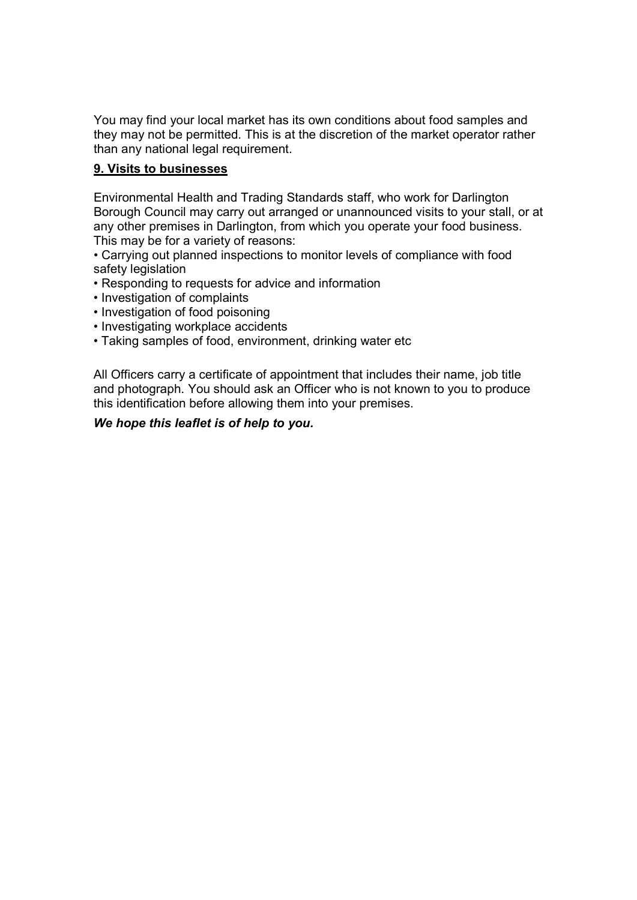You may find your local market has its own conditions about food samples and they may not be permitted. This is at the discretion of the market operator rather than any national legal requirement.

## 9. Visits to businesses

Environmental Health and Trading Standards staff, who work for Darlington Borough Council may carry out arranged or unannounced visits to your stall, or at any other premises in Darlington, from which you operate your food business. This may be for a variety of reasons:

- Carrying out planned inspections to monitor levels of compliance with food safety legislation
- Responding to requests for advice and information
- Investigation of complaints
- Investigation of food poisoning
- Investigating workplace accidents
- Taking samples of food, environment, drinking water etc

All Officers carry a certificate of appointment that includes their name, job title and photograph. You should ask an Officer who is not known to you to produce this identification before allowing them into your premises.

***We hope this leaflet is of help to you.***